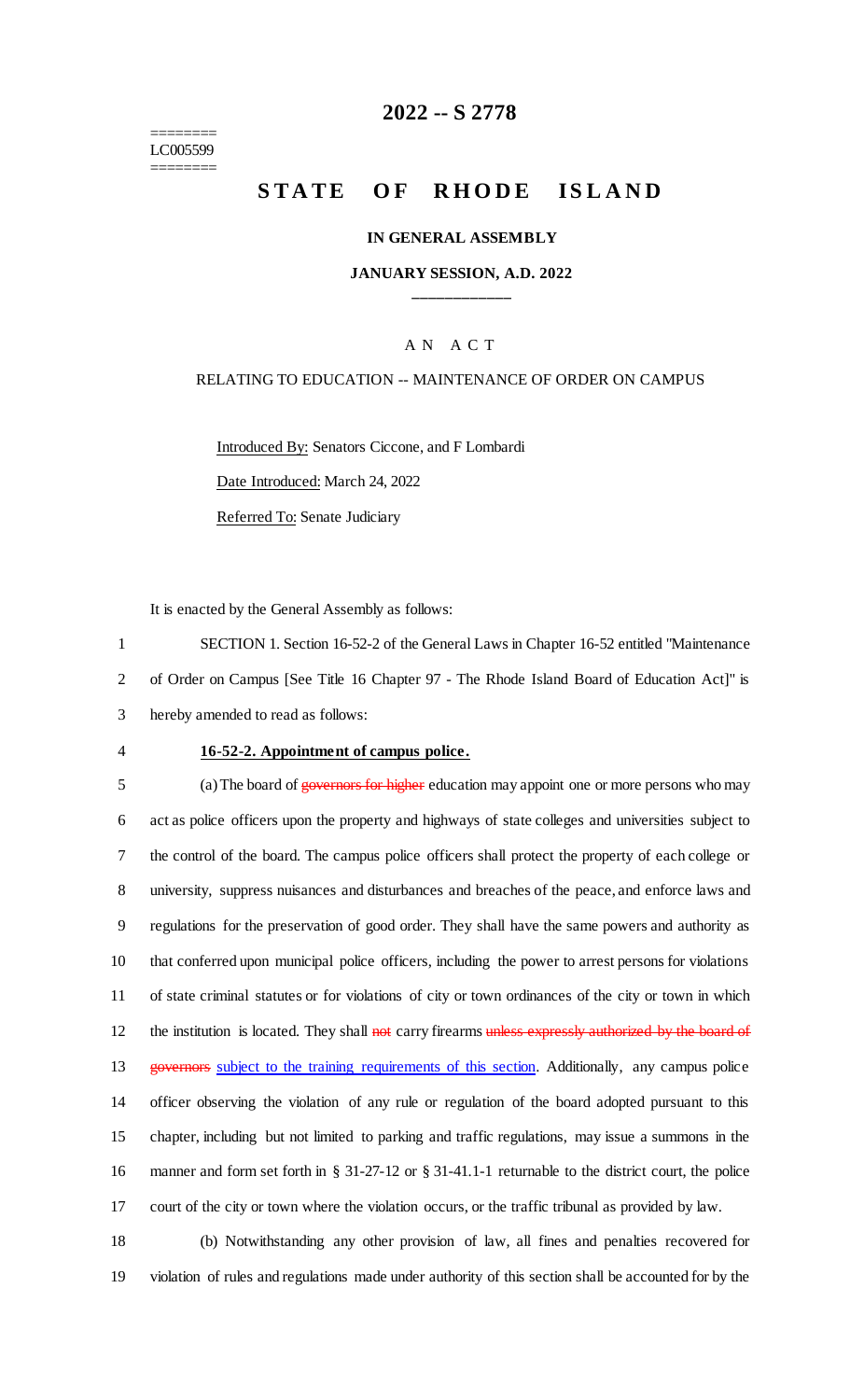========
LC005599
========

# 2022 -- S 2778

# STATE OF RHODE ISLAND

## IN GENERAL ASSEMBLY

### JANUARY SESSION, A.D. 2022

____________

AN ACT

RELATING TO EDUCATION -- MAINTENANCE OF ORDER ON CAMPUS

Introduced By: Senators Ciccone, and F Lombardi

Date Introduced: March 24, 2022

Referred To: Senate Judiciary

It is enacted by the General Assembly as follows:

1 SECTION 1. Section 16-52-2 of the General Laws in Chapter 16-52 entitled "Maintenance
2 of Order on Campus [See Title 16 Chapter 97 - The Rhode Island Board of Education Act]" is
3 hereby amended to read as follows:

4 **16-52-2. Appointment of campus police.**

5 (a) The board of ~~governors for higher~~ education may appoint one or more persons who may
6 act as police officers upon the property and highways of state colleges and universities subject to
7 the control of the board. The campus police officers shall protect the property of each college or
8 university, suppress nuisances and disturbances and breaches of the peace, and enforce laws and
9 regulations for the preservation of good order. They shall have the same powers and authority as
10 that conferred upon municipal police officers, including the power to arrest persons for violations
11 of state criminal statutes or for violations of city or town ordinances of the city or town in which
12 the institution is located. They shall ~~not~~ carry firearms ~~unless expressly authorized by the board of~~
13 ~~governors~~ subject to the training requirements of this section. Additionally, any campus police
14 officer observing the violation of any rule or regulation of the board adopted pursuant to this
15 chapter, including but not limited to parking and traffic regulations, may issue a summons in the
16 manner and form set forth in § 31-27-12 or § 31-41.1-1 returnable to the district court, the police
17 court of the city or town where the violation occurs, or the traffic tribunal as provided by law.

18 (b) Notwithstanding any other provision of law, all fines and penalties recovered for
19 violation of rules and regulations made under authority of this section shall be accounted for by the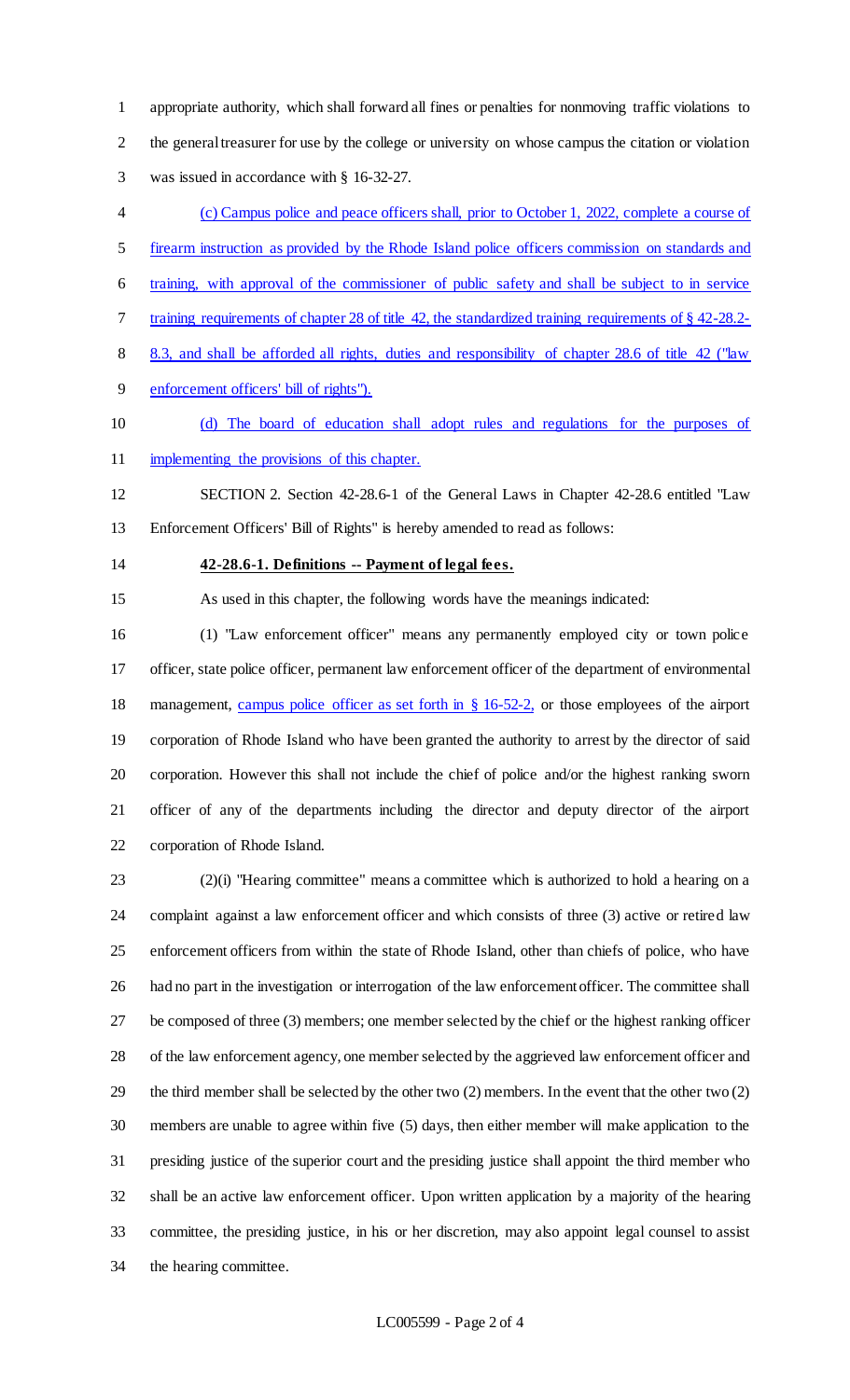appropriate authority, which shall forward all fines or penalties for nonmoving traffic violations to the general treasurer for use by the college or university on whose campus the citation or violation was issued in accordance with § 16-32-27.

(c) Campus police and peace officers shall, prior to October 1, 2022, complete a course of firearm instruction as provided by the Rhode Island police officers commission on standards and training, with approval of the commissioner of public safety and shall be subject to in service training requirements of chapter 28 of title 42, the standardized training requirements of § 42-28.2-8.3, and shall be afforded all rights, duties and responsibility of chapter 28.6 of title 42 ("law enforcement officers' bill of rights").

(d) The board of education shall adopt rules and regulations for the purposes of implementing the provisions of this chapter.

SECTION 2. Section 42-28.6-1 of the General Laws in Chapter 42-28.6 entitled "Law Enforcement Officers' Bill of Rights" is hereby amended to read as follows:

**42-28.6-1. Definitions -- Payment of legal fees.**

As used in this chapter, the following words have the meanings indicated:

(1) "Law enforcement officer" means any permanently employed city or town police officer, state police officer, permanent law enforcement officer of the department of environmental management, campus police officer as set forth in § 16-52-2, or those employees of the airport corporation of Rhode Island who have been granted the authority to arrest by the director of said corporation. However this shall not include the chief of police and/or the highest ranking sworn officer of any of the departments including the director and deputy director of the airport corporation of Rhode Island.

(2)(i) "Hearing committee" means a committee which is authorized to hold a hearing on a complaint against a law enforcement officer and which consists of three (3) active or retired law enforcement officers from within the state of Rhode Island, other than chiefs of police, who have had no part in the investigation or interrogation of the law enforcement officer. The committee shall be composed of three (3) members; one member selected by the chief or the highest ranking officer of the law enforcement agency, one member selected by the aggrieved law enforcement officer and the third member shall be selected by the other two (2) members. In the event that the other two (2) members are unable to agree within five (5) days, then either member will make application to the presiding justice of the superior court and the presiding justice shall appoint the third member who shall be an active law enforcement officer. Upon written application by a majority of the hearing committee, the presiding justice, in his or her discretion, may also appoint legal counsel to assist the hearing committee.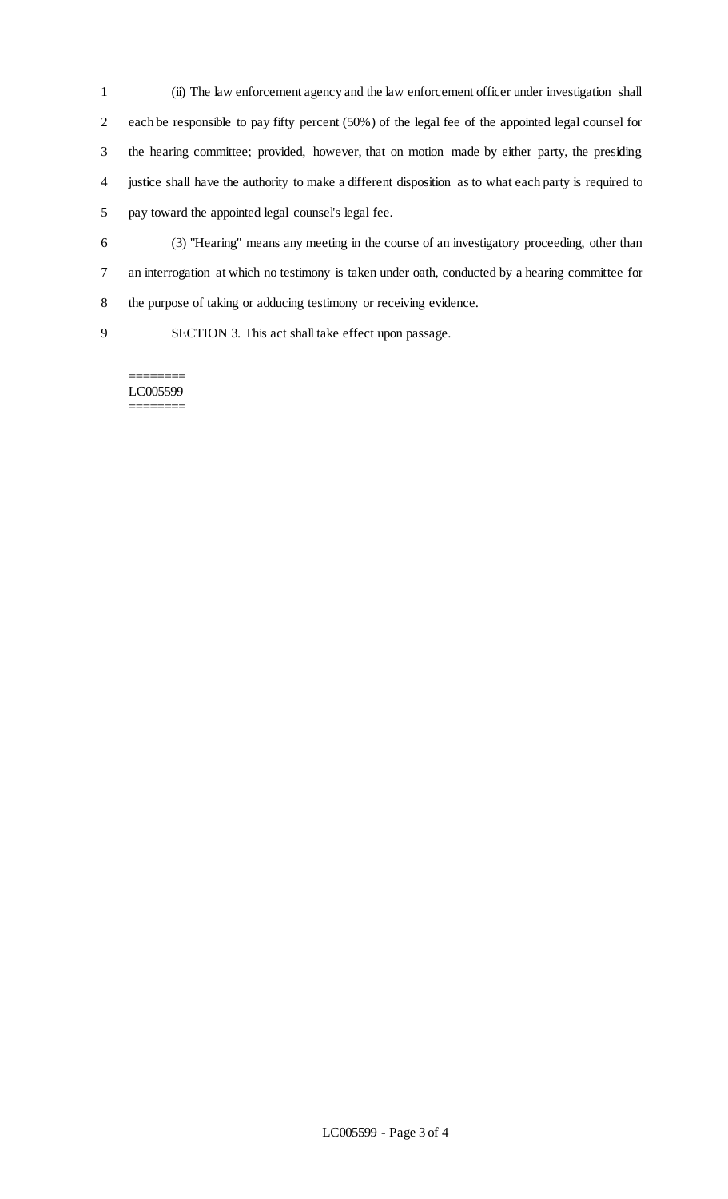(ii) The law enforcement agency and the law enforcement officer under investigation shall each be responsible to pay fifty percent (50%) of the legal fee of the appointed legal counsel for the hearing committee; provided, however, that on motion made by either party, the presiding justice shall have the authority to make a different disposition as to what each party is required to pay toward the appointed legal counsel's legal fee.

(3) "Hearing" means any meeting in the course of an investigatory proceeding, other than an interrogation at which no testimony is taken under oath, conducted by a hearing committee for the purpose of taking or adducing testimony or receiving evidence.

SECTION 3. This act shall take effect upon passage.

========
LC005599
========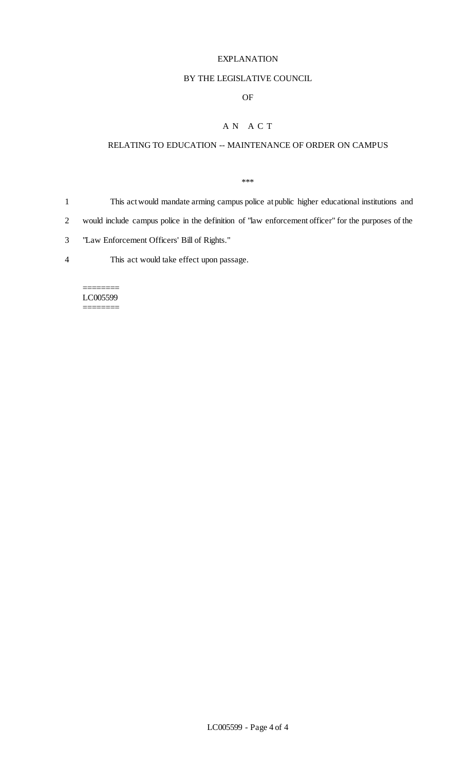EXPLANATION

BY THE LEGISLATIVE COUNCIL

OF

A N A C T

RELATING TO EDUCATION -- MAINTENANCE OF ORDER ON CAMPUS

***

1 This act would mandate arming campus police at public higher educational institutions and

2 would include campus police in the definition of "law enforcement officer" for the purposes of the

3 "Law Enforcement Officers' Bill of Rights."

4 This act would take effect upon passage.

========
LC005599
========